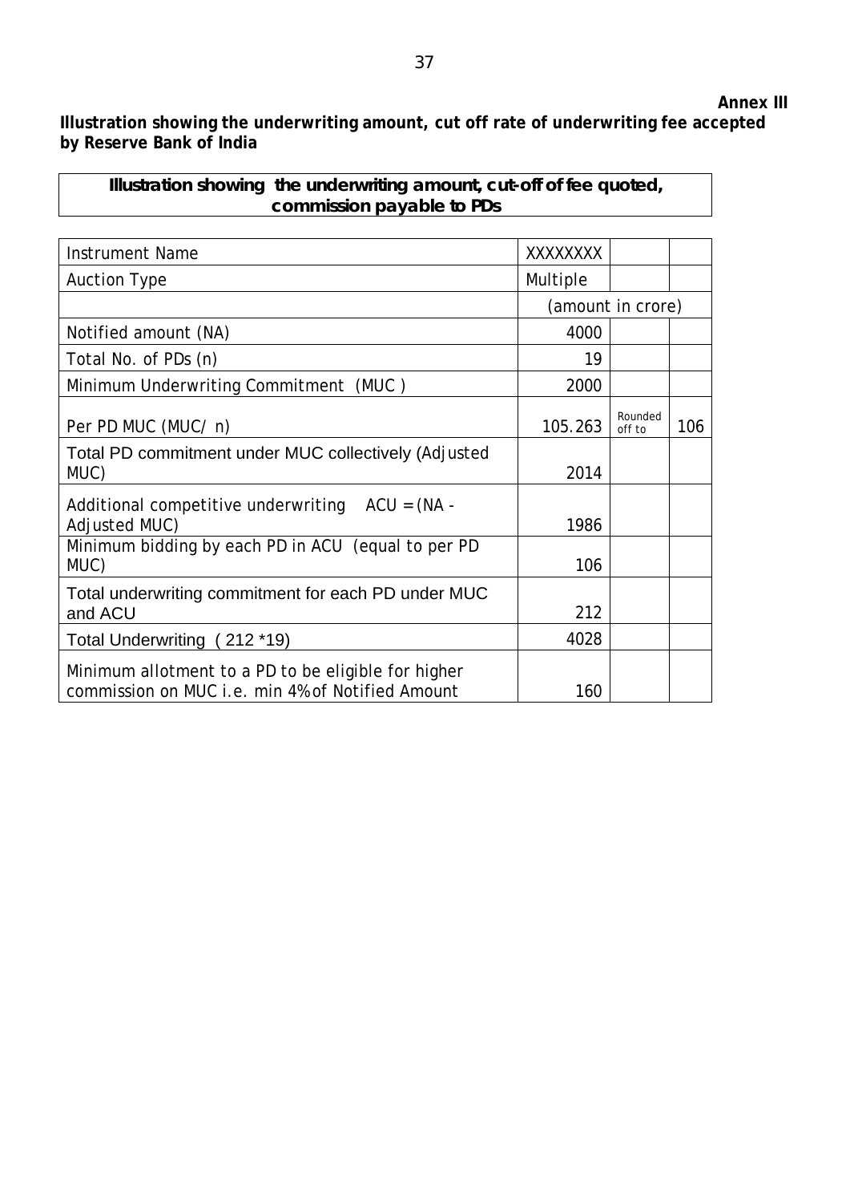**Annex III**

**Illustration showing the underwriting amount, cut off rate of underwriting fee accepted by Reserve Bank of India**

| Illustration showing the underwriting amount, cut-off of fee quoted, commission payable to PDs | | | |
|---|---|---|---|
| Instrument Name | XXXXXXXX | | |
| Auction Type | Multiple | | |
| | (amount in crore) | | |
| Notified amount (NA) | 4000 | | |
| Total No. of PDs (n) | 19 | | |
| Minimum Underwriting Commitment (MUC ) | 2000 | | |
| Per PD MUC (MUC/ n) | 105.263 | Rounded off to | 106 |
| Total PD commitment under MUC collectively (Adjusted MUC) | 2014 | | |
| Additional competitive underwriting ACU = (NA - Adjusted MUC) | 1986 | | |
| Minimum bidding by each PD in ACU (equal to per PD MUC) | 106 | | |
| Total underwriting commitment for each PD under MUC and ACU | 212 | | |
| Total Underwriting ( 212 *19) | 4028 | | |
| Minimum allotment to a PD to be eligible for higher commission on MUC i.e. min 4% of Notified Amount | 160 | | |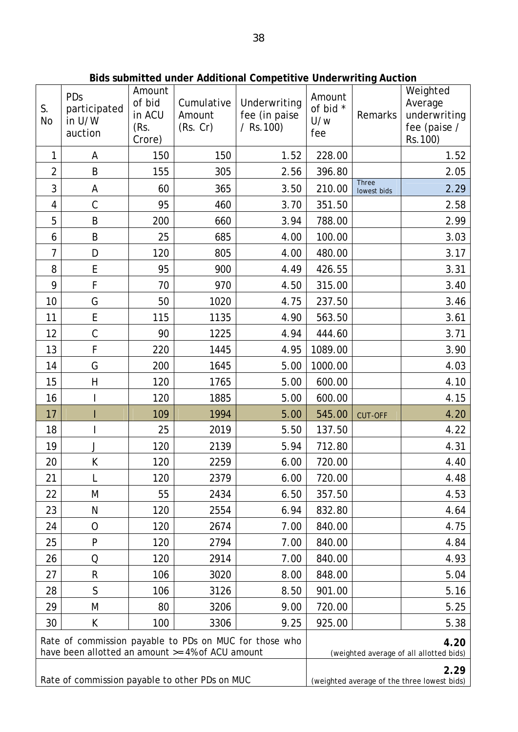**Bids submitted under Additional Competitive Underwriting Auction**

| S. No | PDs participated in U/W auction | Amount of bid in ACU (Rs. Crore) | Cumulative Amount (Rs. Cr) | Underwriting fee (in paise / Rs.100) | Amount of bid * U/w fee | Remarks | Weighted Average underwriting fee (paise / Rs.100) |
|---|---|---|---|---|---|---|---|
| 1 | A | 150 | 150 | 1.52 | 228.00 | | 1.52 |
| 2 | B | 155 | 305 | 2.56 | 396.80 | | 2.05 |
| 3 | A | 60 | 365 | 3.50 | 210.00 | Three lowest bids | 2.29 |
| 4 | C | 95 | 460 | 3.70 | 351.50 | | 2.58 |
| 5 | B | 200 | 660 | 3.94 | 788.00 | | 2.99 |
| 6 | B | 25 | 685 | 4.00 | 100.00 | | 3.03 |
| 7 | D | 120 | 805 | 4.00 | 480.00 | | 3.17 |
| 8 | E | 95 | 900 | 4.49 | 426.55 | | 3.31 |
| 9 | F | 70 | 970 | 4.50 | 315.00 | | 3.40 |
| 10 | G | 50 | 1020 | 4.75 | 237.50 | | 3.46 |
| 11 | E | 115 | 1135 | 4.90 | 563.50 | | 3.61 |
| 12 | C | 90 | 1225 | 4.94 | 444.60 | | 3.71 |
| 13 | F | 220 | 1445 | 4.95 | 1089.00 | | 3.90 |
| 14 | G | 200 | 1645 | 5.00 | 1000.00 | | 4.03 |
| 15 | H | 120 | 1765 | 5.00 | 600.00 | | 4.10 |
| 16 | I | 120 | 1885 | 5.00 | 600.00 | | 4.15 |
| 17 | I | 109 | 1994 | 5.00 | 545.00 | CUT-OFF | 4.20 |
| 18 | I | 25 | 2019 | 5.50 | 137.50 | | 4.22 |
| 19 | J | 120 | 2139 | 5.94 | 712.80 | | 4.31 |
| 20 | K | 120 | 2259 | 6.00 | 720.00 | | 4.40 |
| 21 | L | 120 | 2379 | 6.00 | 720.00 | | 4.48 |
| 22 | M | 55 | 2434 | 6.50 | 357.50 | | 4.53 |
| 23 | N | 120 | 2554 | 6.94 | 832.80 | | 4.64 |
| 24 | O | 120 | 2674 | 7.00 | 840.00 | | 4.75 |
| 25 | P | 120 | 2794 | 7.00 | 840.00 | | 4.84 |
| 26 | Q | 120 | 2914 | 7.00 | 840.00 | | 4.93 |
| 27 | R | 106 | 3020 | 8.00 | 848.00 | | 5.04 |
| 28 | S | 106 | 3126 | 8.50 | 901.00 | | 5.16 |
| 29 | M | 80 | 3206 | 9.00 | 720.00 | | 5.25 |
| 30 | K | 100 | 3306 | 9.25 | 925.00 | | 5.38 |
| Rate of commission payable to PDs on MUC for those who have been allotted an amount >= 4% of ACU amount | | | | | **4.20** (weighted average of all allotted bids) | | |
| Rate of commission payable to other PDs on MUC | | | | | **2.29** (weighted average of the three lowest bids) | | |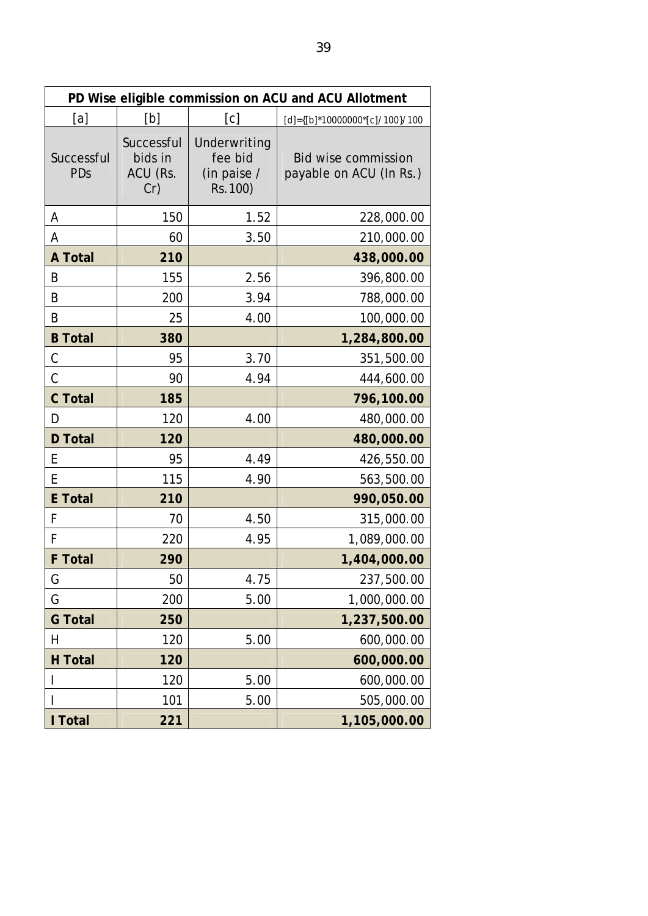| PD Wise eligible commission on ACU and ACU Allotment | | | |
|---|---|---|---|
| [a] | [b] | [c] | [d]={[b]*10000000*[c]/100}/100 |
| Successful PDs | Successful bids in ACU (Rs. Cr) | Underwriting fee bid (in paise / Rs.100) | Bid wise commission payable on ACU (In Rs.) |
| A | 150 | 1.52 | 228,000.00 |
| A | 60 | 3.50 | 210,000.00 |
| **A Total** | **210** | | **438,000.00** |
| B | 155 | 2.56 | 396,800.00 |
| B | 200 | 3.94 | 788,000.00 |
| B | 25 | 4.00 | 100,000.00 |
| **B Total** | **380** | | **1,284,800.00** |
| C | 95 | 3.70 | 351,500.00 |
| C | 90 | 4.94 | 444,600.00 |
| **C Total** | **185** | | **796,100.00** |
| D | 120 | 4.00 | 480,000.00 |
| **D Total** | **120** | | **480,000.00** |
| E | 95 | 4.49 | 426,550.00 |
| E | 115 | 4.90 | 563,500.00 |
| **E Total** | **210** | | **990,050.00** |
| F | 70 | 4.50 | 315,000.00 |
| F | 220 | 4.95 | 1,089,000.00 |
| **F Total** | **290** | | **1,404,000.00** |
| G | 50 | 4.75 | 237,500.00 |
| G | 200 | 5.00 | 1,000,000.00 |
| **G Total** | **250** | | **1,237,500.00** |
| H | 120 | 5.00 | 600,000.00 |
| **H Total** | **120** | | **600,000.00** |
| I | 120 | 5.00 | 600,000.00 |
| I | 101 | 5.00 | 505,000.00 |
| **I Total** | **221** | | **1,105,000.00** |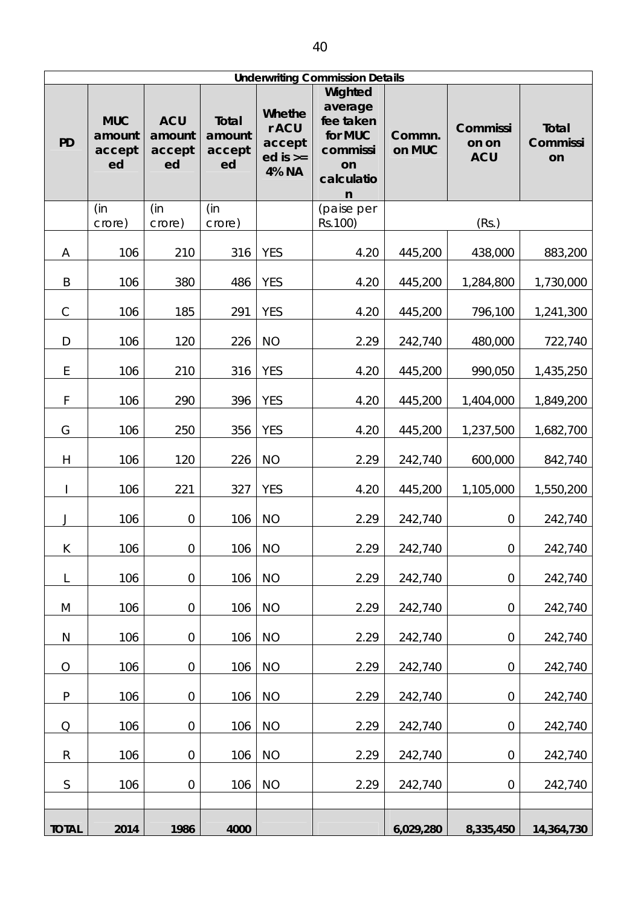| Underwriting Commission Details | | | | | | | | |
|---|---|---|---|---|---|---|---|---|
| PD | MUC amount accepted | ACU amount accepted | Total amount accepted | Whether ACU accepted is >= 4% NA | Wighted average fee taken for MUC commission calculation | Commn. on MUC | Commission on ACU | Total Commission |
| | (in crore) | (in crore) | (in crore) | | (paise per Rs.100) | | (Rs.) | |
| A | 106 | 210 | 316 | YES | 4.20 | 445,200 | 438,000 | 883,200 |
| B | 106 | 380 | 486 | YES | 4.20 | 445,200 | 1,284,800 | 1,730,000 |
| C | 106 | 185 | 291 | YES | 4.20 | 445,200 | 796,100 | 1,241,300 |
| D | 106 | 120 | 226 | NO | 2.29 | 242,740 | 480,000 | 722,740 |
| E | 106 | 210 | 316 | YES | 4.20 | 445,200 | 990,050 | 1,435,250 |
| F | 106 | 290 | 396 | YES | 4.20 | 445,200 | 1,404,000 | 1,849,200 |
| G | 106 | 250 | 356 | YES | 4.20 | 445,200 | 1,237,500 | 1,682,700 |
| H | 106 | 120 | 226 | NO | 2.29 | 242,740 | 600,000 | 842,740 |
| I | 106 | 221 | 327 | YES | 4.20 | 445,200 | 1,105,000 | 1,550,200 |
| J | 106 | 0 | 106 | NO | 2.29 | 242,740 | 0 | 242,740 |
| K | 106 | 0 | 106 | NO | 2.29 | 242,740 | 0 | 242,740 |
| L | 106 | 0 | 106 | NO | 2.29 | 242,740 | 0 | 242,740 |
| M | 106 | 0 | 106 | NO | 2.29 | 242,740 | 0 | 242,740 |
| N | 106 | 0 | 106 | NO | 2.29 | 242,740 | 0 | 242,740 |
| O | 106 | 0 | 106 | NO | 2.29 | 242,740 | 0 | 242,740 |
| P | 106 | 0 | 106 | NO | 2.29 | 242,740 | 0 | 242,740 |
| Q | 106 | 0 | 106 | NO | 2.29 | 242,740 | 0 | 242,740 |
| R | 106 | 0 | 106 | NO | 2.29 | 242,740 | 0 | 242,740 |
| S | 106 | 0 | 106 | NO | 2.29 | 242,740 | 0 | 242,740 |
| | | | | | | | | |
| **TOTAL** | **2014** | **1986** | **4000** | | | **6,029,280** | **8,335,450** | **14,364,730** |